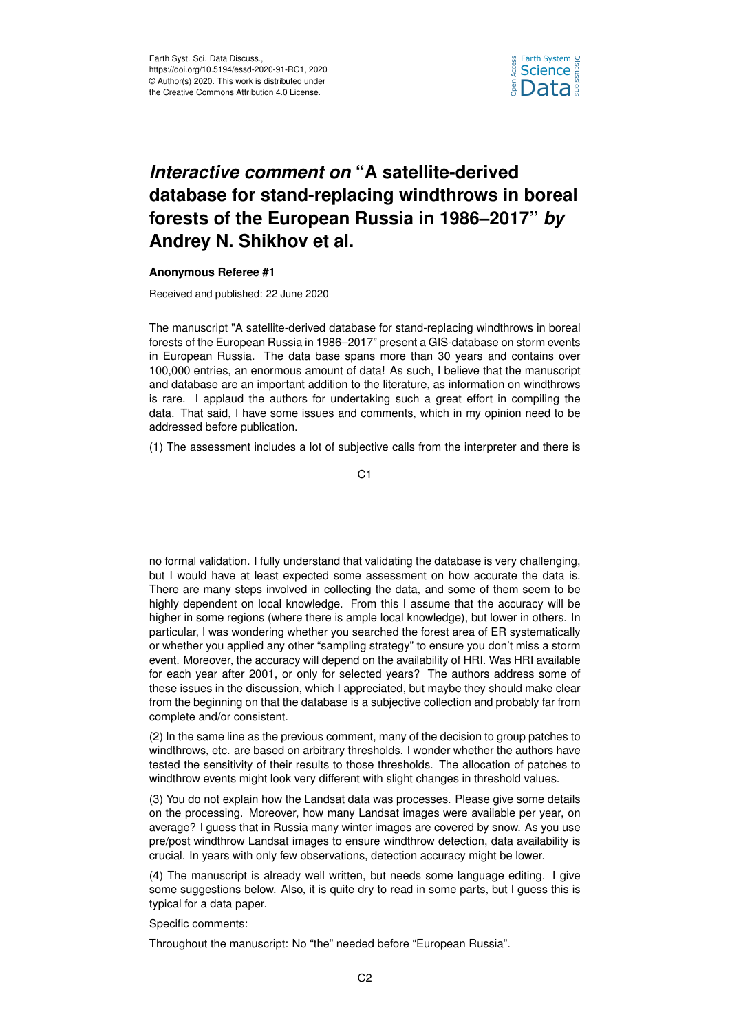# *Interactive comment on* "A satellite-derived database for stand-replacing windthrows in boreal forests of the European Russia in 1986–2017" *by* Andrey N. Shikhov et al.

**Anonymous Referee #1**

Received and published: 22 June 2020

The manuscript "A satellite-derived database for stand-replacing windthrows in boreal forests of the European Russia in 1986–2017" present a GIS-database on storm events in European Russia. The data base spans more than 30 years and contains over 100,000 entries, an enormous amount of data! As such, I believe that the manuscript and database are an important addition to the literature, as information on windthrows is rare. I applaud the authors for undertaking such a great effort in compiling the data. That said, I have some issues and comments, which in my opinion need to be addressed before publication.

(1) The assessment includes a lot of subjective calls from the interpreter and there is no formal validation. I fully understand that validating the database is very challenging, but I would have at least expected some assessment on how accurate the data is. There are many steps involved in collecting the data, and some of them seem to be highly dependent on local knowledge. From this I assume that the accuracy will be higher in some regions (where there is ample local knowledge), but lower in others. In particular, I was wondering whether you searched the forest area of ER systematically or whether you applied any other "sampling strategy" to ensure you don't miss a storm event. Moreover, the accuracy will depend on the availability of HRI. Was HRI available for each year after 2001, or only for selected years? The authors address some of these issues in the discussion, which I appreciated, but maybe they should make clear from the beginning on that the database is a subjective collection and probably far from complete and/or consistent.

(2) In the same line as the previous comment, many of the decision to group patches to windthrows, etc. are based on arbitrary thresholds. I wonder whether the authors have tested the sensitivity of their results to those thresholds. The allocation of patches to windthrow events might look very different with slight changes in threshold values.

(3) You do not explain how the Landsat data was processes. Please give some details on the processing. Moreover, how many Landsat images were available per year, on average? I guess that in Russia many winter images are covered by snow. As you use pre/post windthrow Landsat images to ensure windthrow detection, data availability is crucial. In years with only few observations, detection accuracy might be lower.

(4) The manuscript is already well written, but needs some language editing. I give some suggestions below. Also, it is quite dry to read in some parts, but I guess this is typical for a data paper.

Specific comments:

Throughout the manuscript: No "the" needed before "European Russia".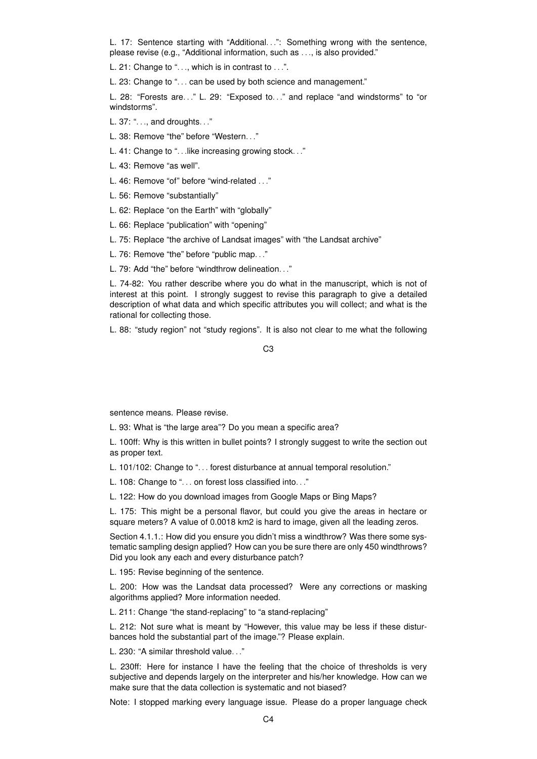L. 17: Sentence starting with "Additional…": Something wrong with the sentence, please revise (e.g., "Additional information, such as …, is also provided."

L. 21: Change to "…, which is in contrast to …".

L. 23: Change to "… can be used by both science and management."

L. 28: "Forests are…" L. 29: "Exposed to…" and replace "and windstorms" to "or windstorms".

L. 37: "…, and droughts…"

L. 38: Remove "the" before "Western…"

L. 41: Change to "…like increasing growing stock…"

L. 43: Remove "as well".

L. 46: Remove "of" before "wind-related …"

L. 56: Remove "substantially"

L. 62: Replace "on the Earth" with "globally"

L. 66: Replace "publication" with "opening"

L. 75: Replace "the archive of Landsat images" with "the Landsat archive"

L. 76: Remove "the" before "public map…"

L. 79: Add "the" before "windthrow delineation…"

L. 74-82: You rather describe where you do what in the manuscript, which is not of interest at this point. I strongly suggest to revise this paragraph to give a detailed description of what data and which specific attributes you will collect; and what is the rational for collecting those.

L. 88: "study region" not "study regions". It is also not clear to me what the following sentence means. Please revise.

L. 93: What is "the large area"? Do you mean a specific area?

L. 100ff: Why is this written in bullet points? I strongly suggest to write the section out as proper text.

L. 101/102: Change to "… forest disturbance at annual temporal resolution."

L. 108: Change to "… on forest loss classified into…"

L. 122: How do you download images from Google Maps or Bing Maps?

L. 175: This might be a personal flavor, but could you give the areas in hectare or square meters? A value of 0.0018 km2 is hard to image, given all the leading zeros.

Section 4.1.1.: How did you ensure you didn't miss a windthrow? Was there some systematic sampling design applied? How can you be sure there are only 450 windthrows? Did you look any each and every disturbance patch?

L. 195: Revise beginning of the sentence.

L. 200: How was the Landsat data processed? Were any corrections or masking algorithms applied? More information needed.

L. 211: Change "the stand-replacing" to "a stand-replacing"

L. 212: Not sure what is meant by "However, this value may be less if these disturbances hold the substantial part of the image."? Please explain.

L. 230: "A similar threshold value…"

L. 230ff: Here for instance I have the feeling that the choice of thresholds is very subjective and depends largely on the interpreter and his/her knowledge. How can we make sure that the data collection is systematic and not biased?

Note: I stopped marking every language issue. Please do a proper language check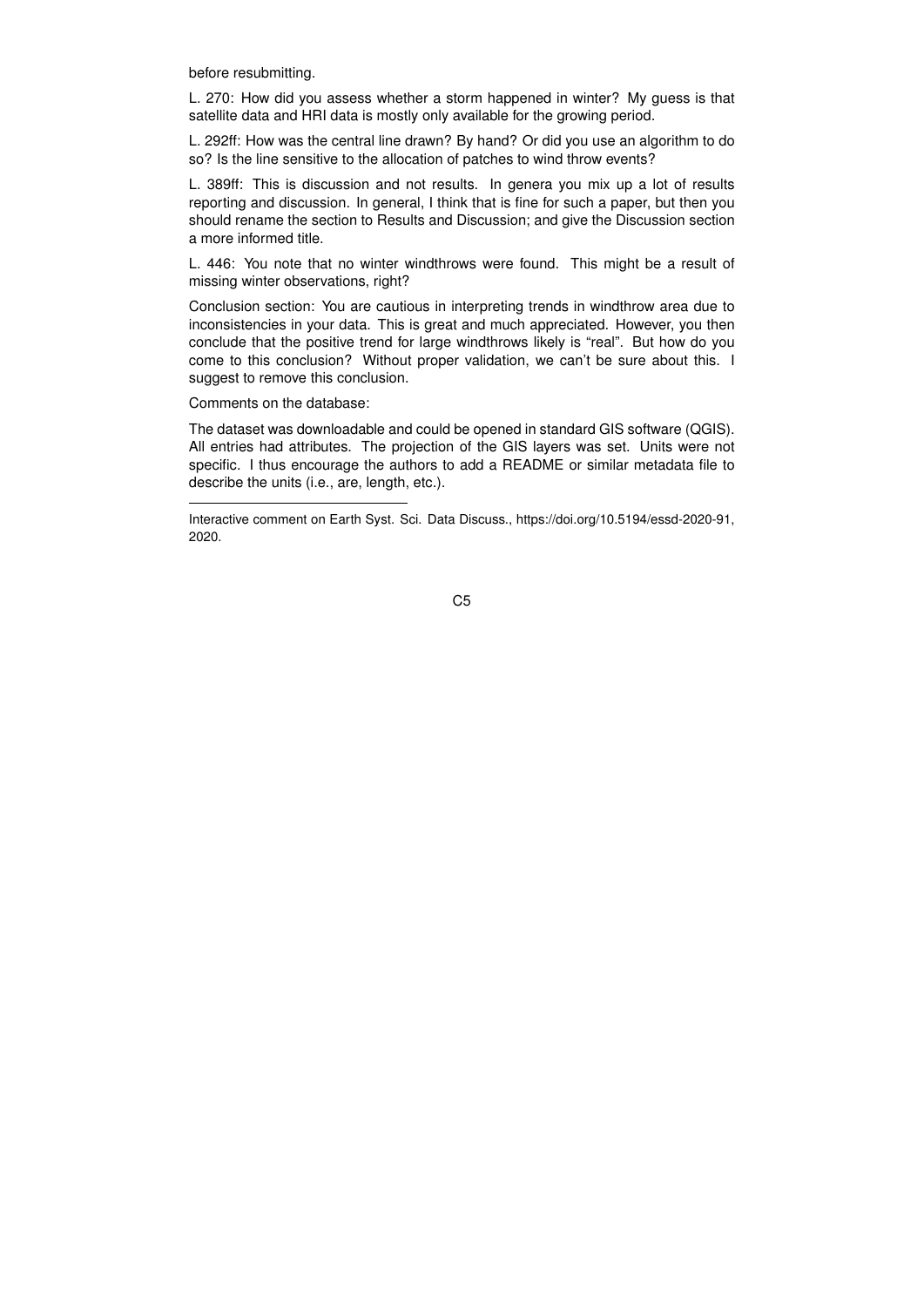before resubmitting.

L. 270: How did you assess whether a storm happened in winter? My guess is that satellite data and HRI data is mostly only available for the growing period.

L. 292ff: How was the central line drawn? By hand? Or did you use an algorithm to do so? Is the line sensitive to the allocation of patches to wind throw events?

L. 389ff: This is discussion and not results. In genera you mix up a lot of results reporting and discussion. In general, I think that is fine for such a paper, but then you should rename the section to Results and Discussion; and give the Discussion section a more informed title.

L. 446: You note that no winter windthrows were found. This might be a result of missing winter observations, right?

Conclusion section: You are cautious in interpreting trends in windthrow area due to inconsistencies in your data. This is great and much appreciated. However, you then conclude that the positive trend for large windthrows likely is "real". But how do you come to this conclusion? Without proper validation, we can't be sure about this. I suggest to remove this conclusion.

Comments on the database:

The dataset was downloadable and could be opened in standard GIS software (QGIS). All entries had attributes. The projection of the GIS layers was set. Units were not specific. I thus encourage the authors to add a README or similar metadata file to describe the units (i.e., are, length, etc.).

---

Interactive comment on Earth Syst. Sci. Data Discuss., https://doi.org/10.5194/essd-2020-91, 2020.